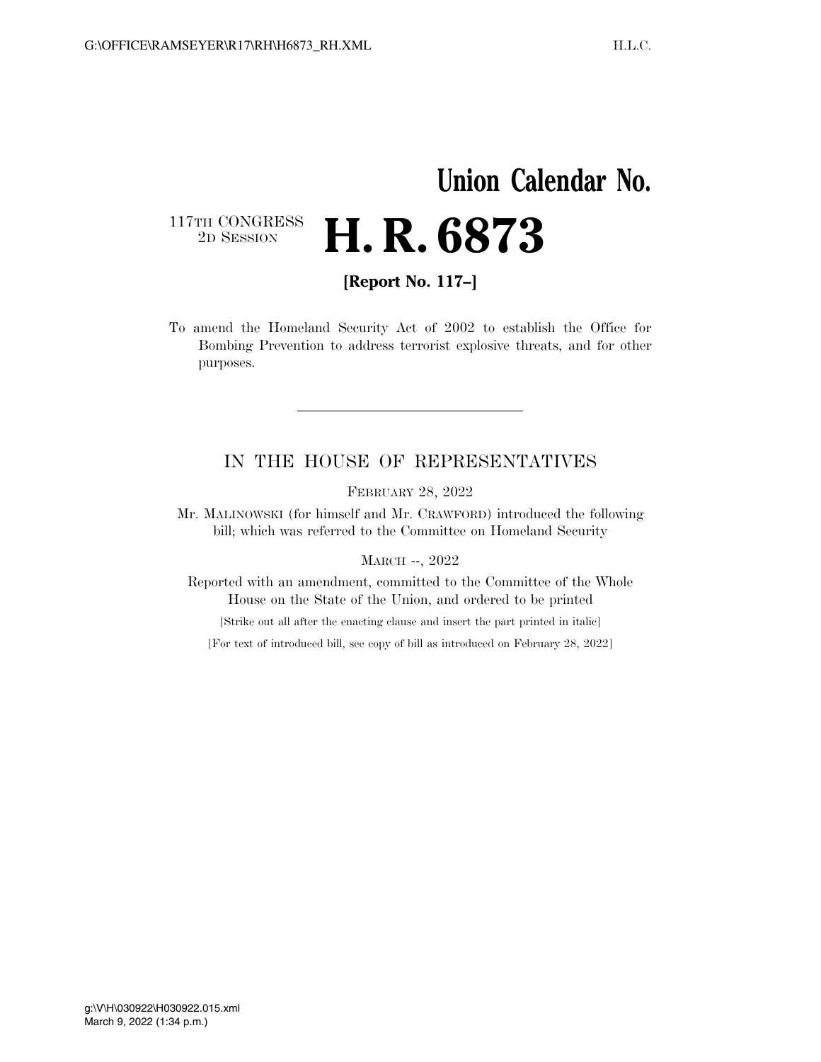# Union Calendar No.

117TH CONGRESS
2D SESSION

# H. R. 6873

**[Report No. 117–]**

To amend the Homeland Security Act of 2002 to establish the Office for Bombing Prevention to address terrorist explosive threats, and for other purposes.

---

IN THE HOUSE OF REPRESENTATIVES

FEBRUARY 28, 2022

Mr. MALINOWSKI (for himself and Mr. CRAWFORD) introduced the following bill; which was referred to the Committee on Homeland Security

MARCH --, 2022

Reported with an amendment, committed to the Committee of the Whole House on the State of the Union, and ordered to be printed

[Strike out all after the enacting clause and insert the part printed in italic]

[For text of introduced bill, see copy of bill as introduced on February 28, 2022]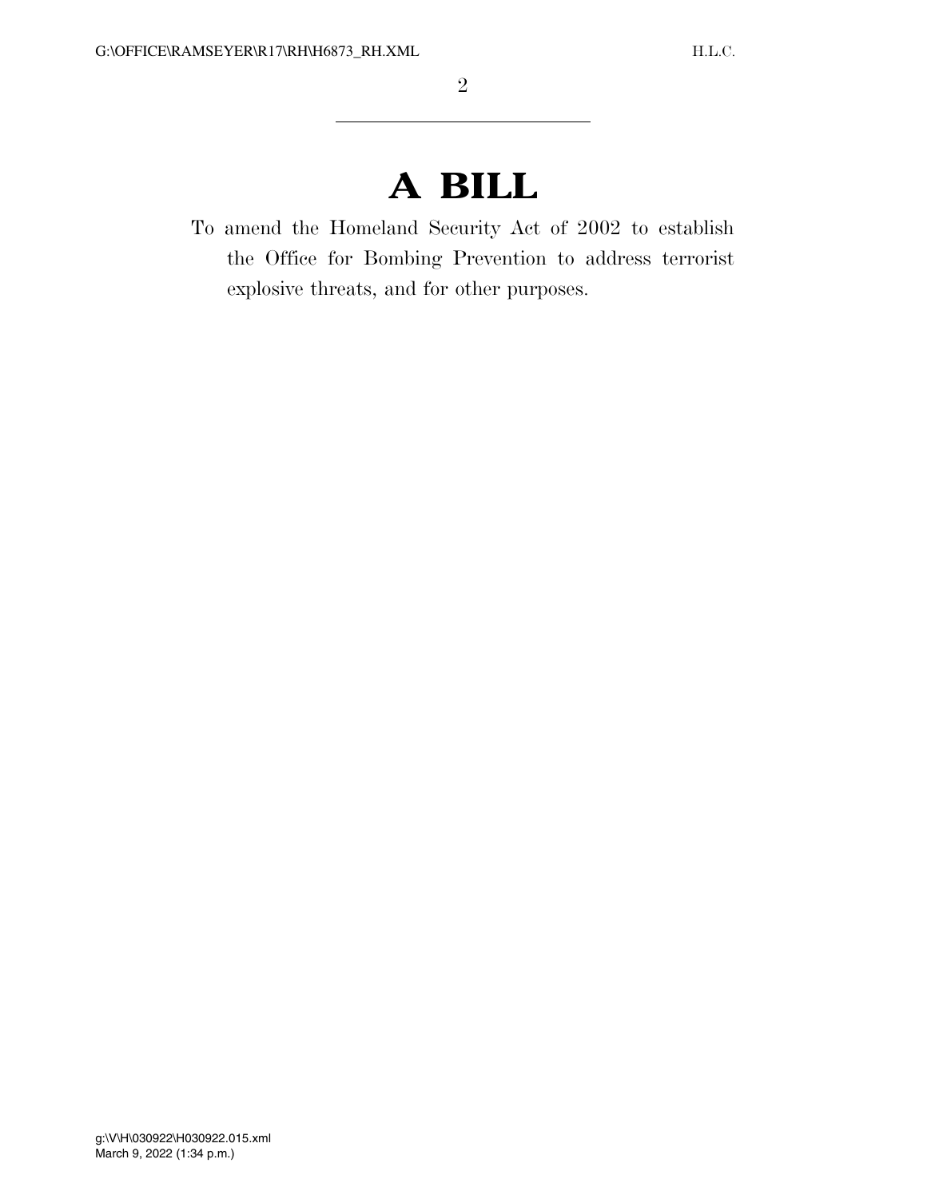# A BILL

To amend the Homeland Security Act of 2002 to establish the Office for Bombing Prevention to address terrorist explosive threats, and for other purposes.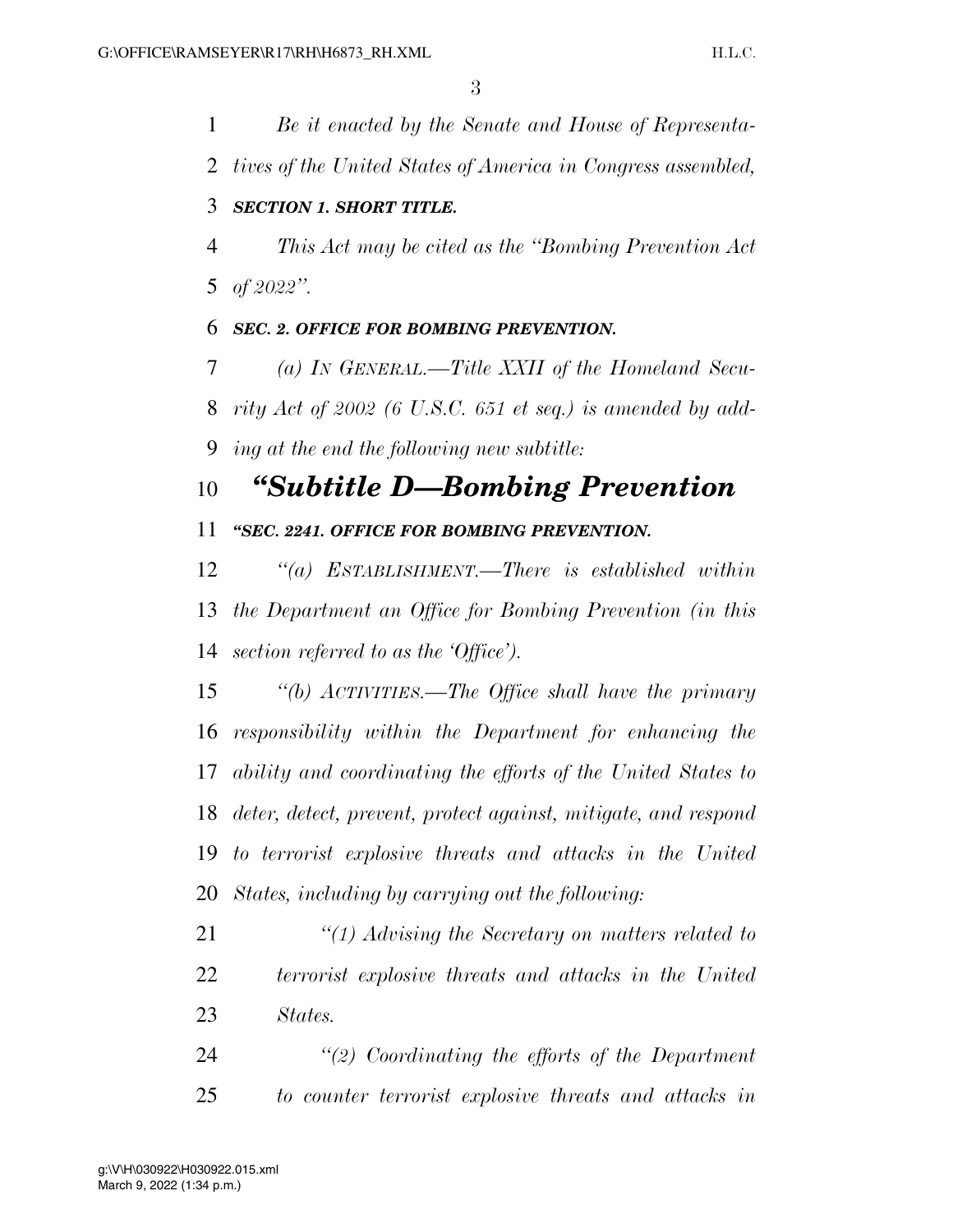*Be it enacted by the Senate and House of Representatives of the United States of America in Congress assembled,*

***SECTION 1. SHORT TITLE.***

*This Act may be cited as the "Bombing Prevention Act of 2022".*

***SEC. 2. OFFICE FOR BOMBING PREVENTION.***

*(a) IN GENERAL.—Title XXII of the Homeland Security Act of 2002 (6 U.S.C. 651 et seq.) is amended by adding at the end the following new subtitle:*

# *"Subtitle D—Bombing Prevention*

***"SEC. 2241. OFFICE FOR BOMBING PREVENTION.***

*"(a) ESTABLISHMENT.—There is established within the Department an Office for Bombing Prevention (in this section referred to as the 'Office').*

*"(b) ACTIVITIES.—The Office shall have the primary responsibility within the Department for enhancing the ability and coordinating the efforts of the United States to deter, detect, prevent, protect against, mitigate, and respond to terrorist explosive threats and attacks in the United States, including by carrying out the following:*

*"(1) Advising the Secretary on matters related to terrorist explosive threats and attacks in the United States.*

*"(2) Coordinating the efforts of the Department to counter terrorist explosive threats and attacks in*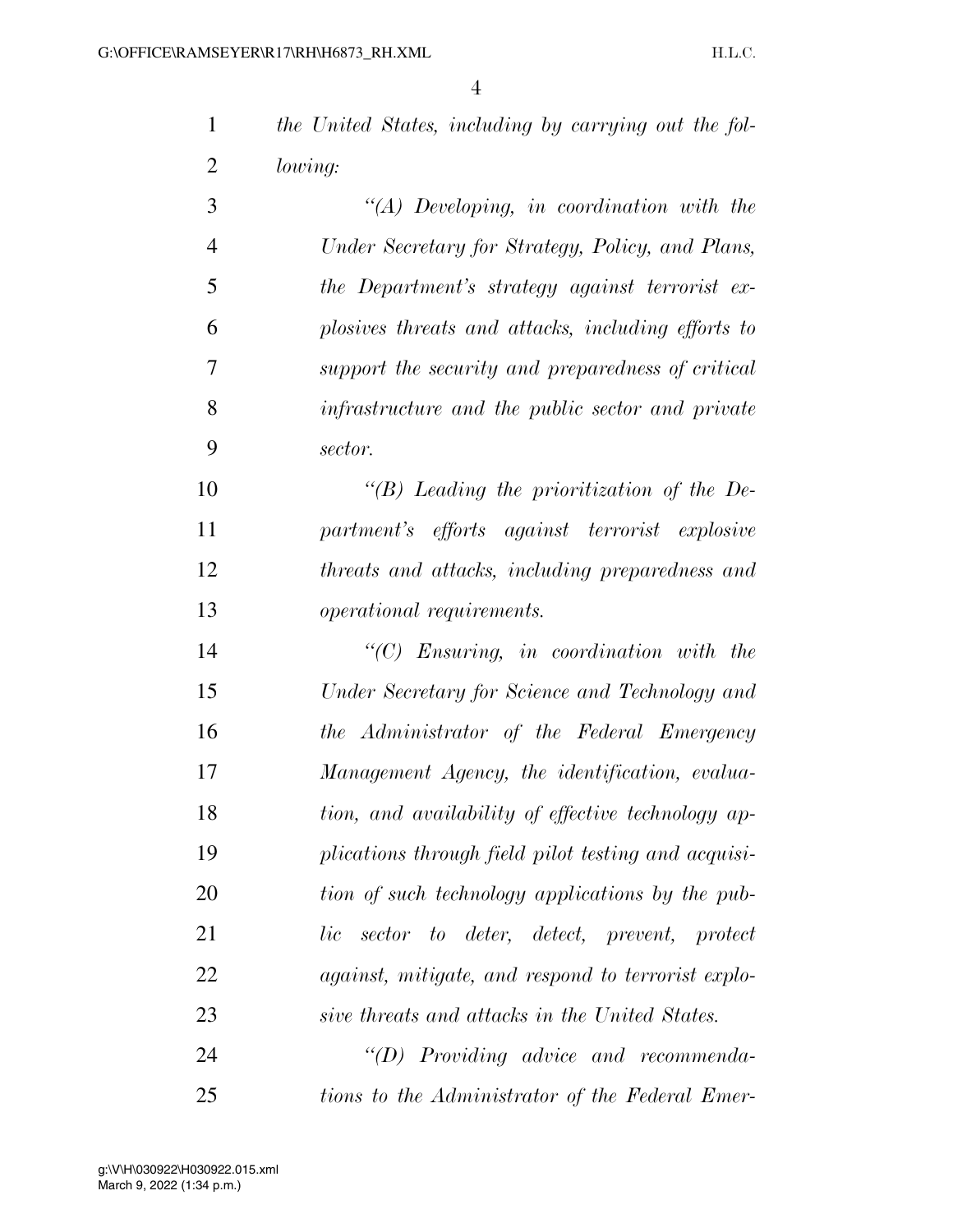*the United States, including by carrying out the following:*

*"(A) Developing, in coordination with the Under Secretary for Strategy, Policy, and Plans, the Department's strategy against terrorist explosives threats and attacks, including efforts to support the security and preparedness of critical infrastructure and the public sector and private sector.*

*"(B) Leading the prioritization of the Department's efforts against terrorist explosive threats and attacks, including preparedness and operational requirements.*

*"(C) Ensuring, in coordination with the Under Secretary for Science and Technology and the Administrator of the Federal Emergency Management Agency, the identification, evaluation, and availability of effective technology applications through field pilot testing and acquisition of such technology applications by the public sector to deter, detect, prevent, protect against, mitigate, and respond to terrorist explosive threats and attacks in the United States.*

*"(D) Providing advice and recommendations to the Administrator of the Federal Emer-*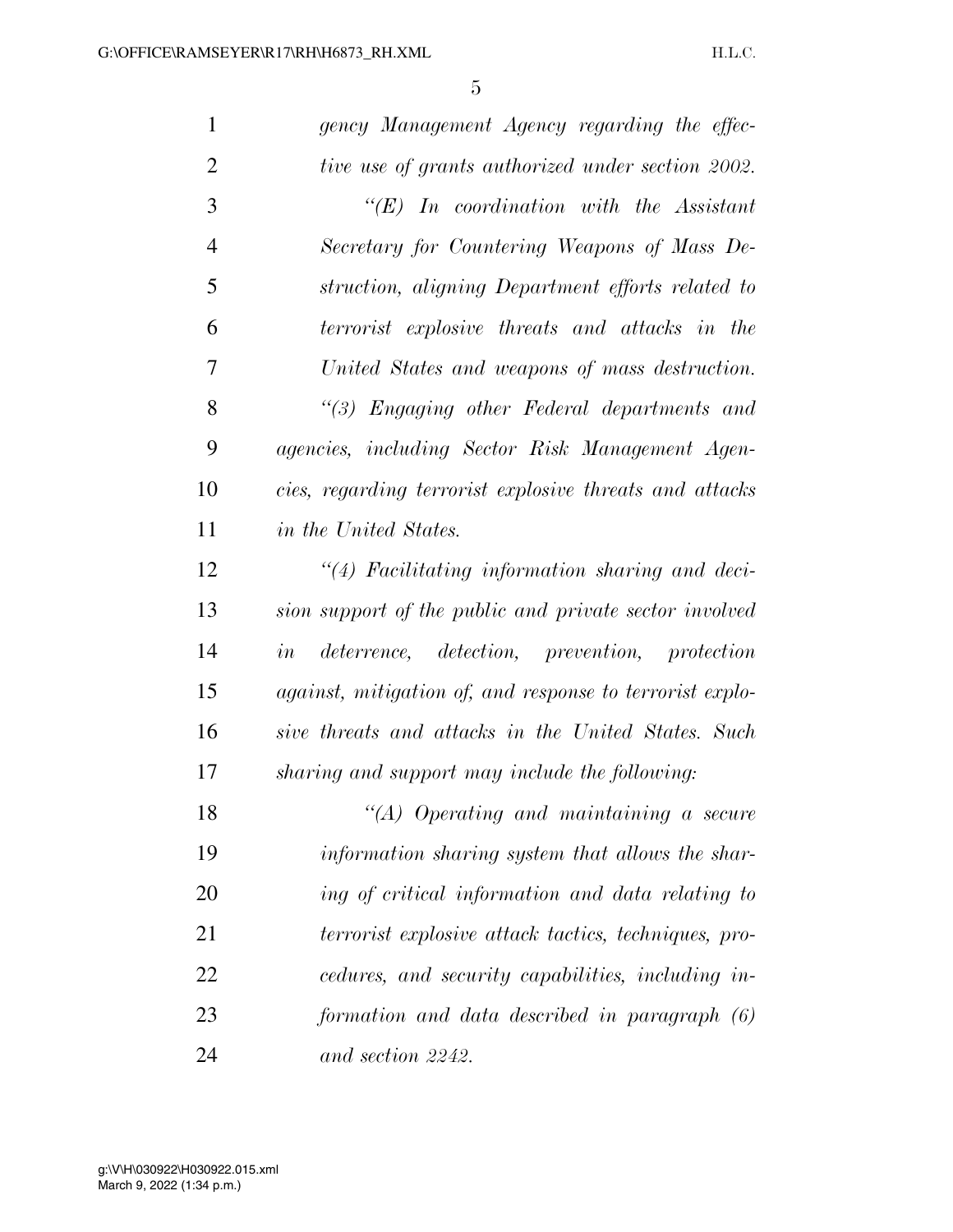*gency Management Agency regarding the effective use of grants authorized under section 2002.*

*"(E) In coordination with the Assistant Secretary for Countering Weapons of Mass Destruction, aligning Department efforts related to terrorist explosive threats and attacks in the United States and weapons of mass destruction.*

*"(3) Engaging other Federal departments and agencies, including Sector Risk Management Agencies, regarding terrorist explosive threats and attacks in the United States.*

*"(4) Facilitating information sharing and decision support of the public and private sector involved in deterrence, detection, prevention, protection against, mitigation of, and response to terrorist explosive threats and attacks in the United States. Such sharing and support may include the following:*

*"(A) Operating and maintaining a secure information sharing system that allows the sharing of critical information and data relating to terrorist explosive attack tactics, techniques, procedures, and security capabilities, including information and data described in paragraph (6) and section 2242.*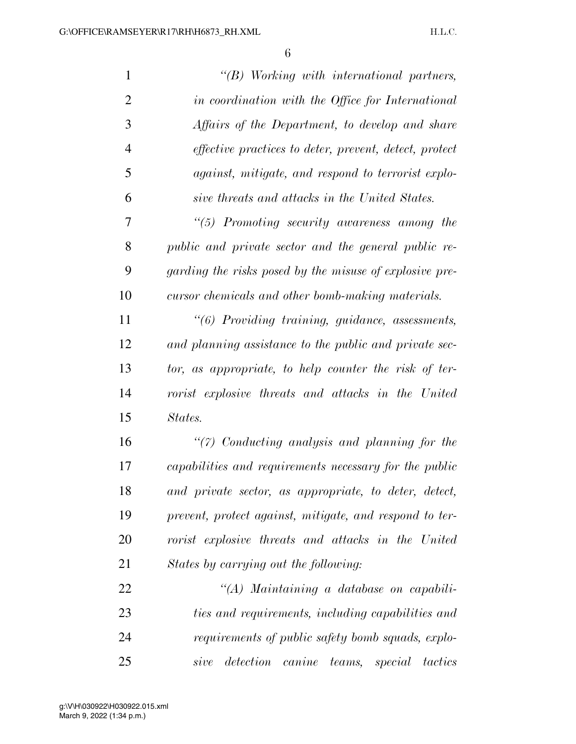*"(B) Working with international partners, in coordination with the Office for International Affairs of the Department, to develop and share effective practices to deter, prevent, detect, protect against, mitigate, and respond to terrorist explosive threats and attacks in the United States.*

*"(5) Promoting security awareness among the public and private sector and the general public regarding the risks posed by the misuse of explosive precursor chemicals and other bomb-making materials.*

*"(6) Providing training, guidance, assessments, and planning assistance to the public and private sector, as appropriate, to help counter the risk of terrorist explosive threats and attacks in the United States.*

*"(7) Conducting analysis and planning for the capabilities and requirements necessary for the public and private sector, as appropriate, to deter, detect, prevent, protect against, mitigate, and respond to terrorist explosive threats and attacks in the United States by carrying out the following:*

*"(A) Maintaining a database on capabilities and requirements, including capabilities and requirements of public safety bomb squads, explosive detection canine teams, special tactics*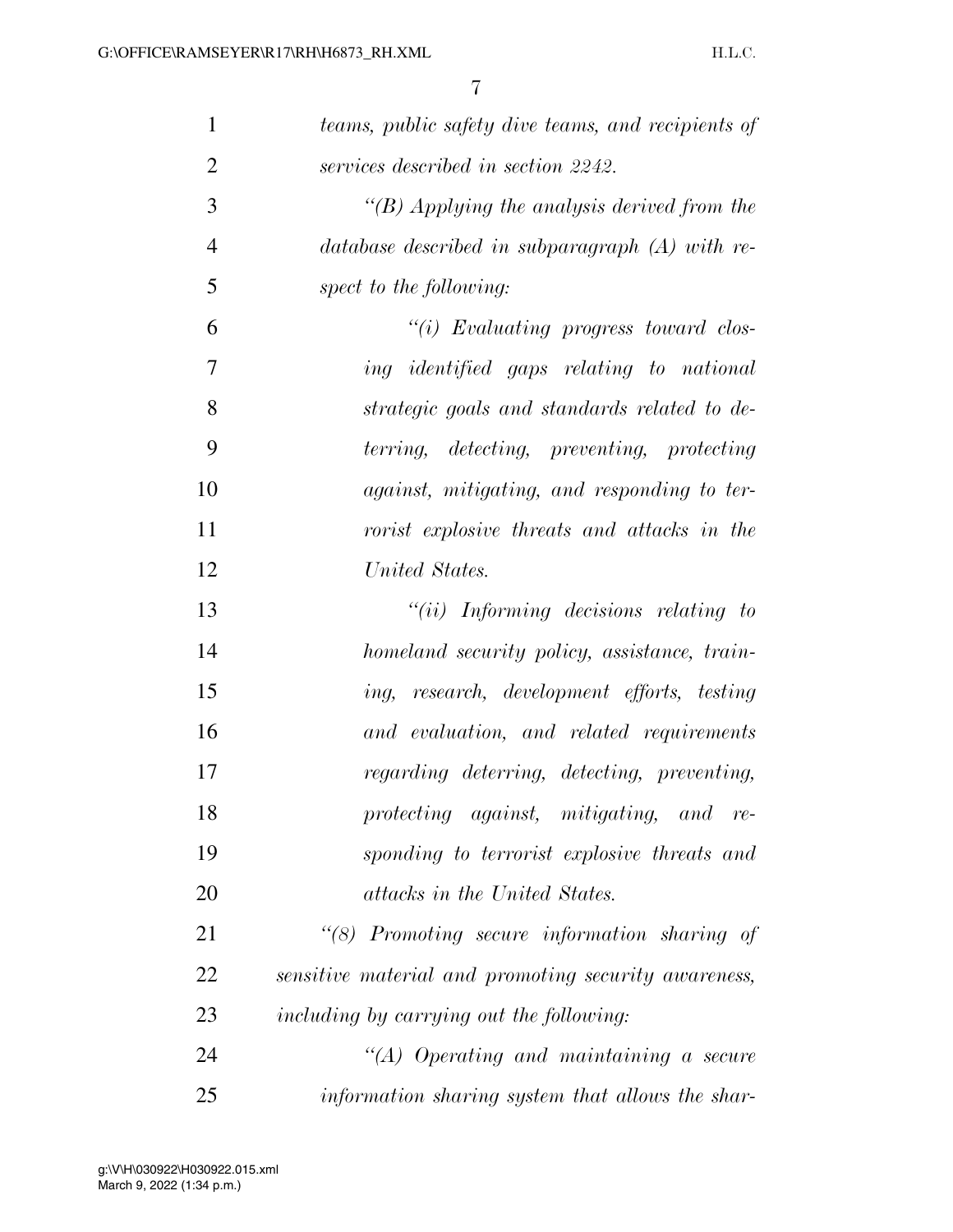*teams, public safety dive teams, and recipients of services described in section 2242.*

*“(B) Applying the analysis derived from the database described in subparagraph (A) with respect to the following:*

*“(i) Evaluating progress toward closing identified gaps relating to national strategic goals and standards related to deterring, detecting, preventing, protecting against, mitigating, and responding to terrorist explosive threats and attacks in the United States.*

*“(ii) Informing decisions relating to homeland security policy, assistance, training, research, development efforts, testing and evaluation, and related requirements regarding deterring, detecting, preventing, protecting against, mitigating, and responding to terrorist explosive threats and attacks in the United States.*

*“(8) Promoting secure information sharing of sensitive material and promoting security awareness, including by carrying out the following:*

*“(A) Operating and maintaining a secure information sharing system that allows the shar-*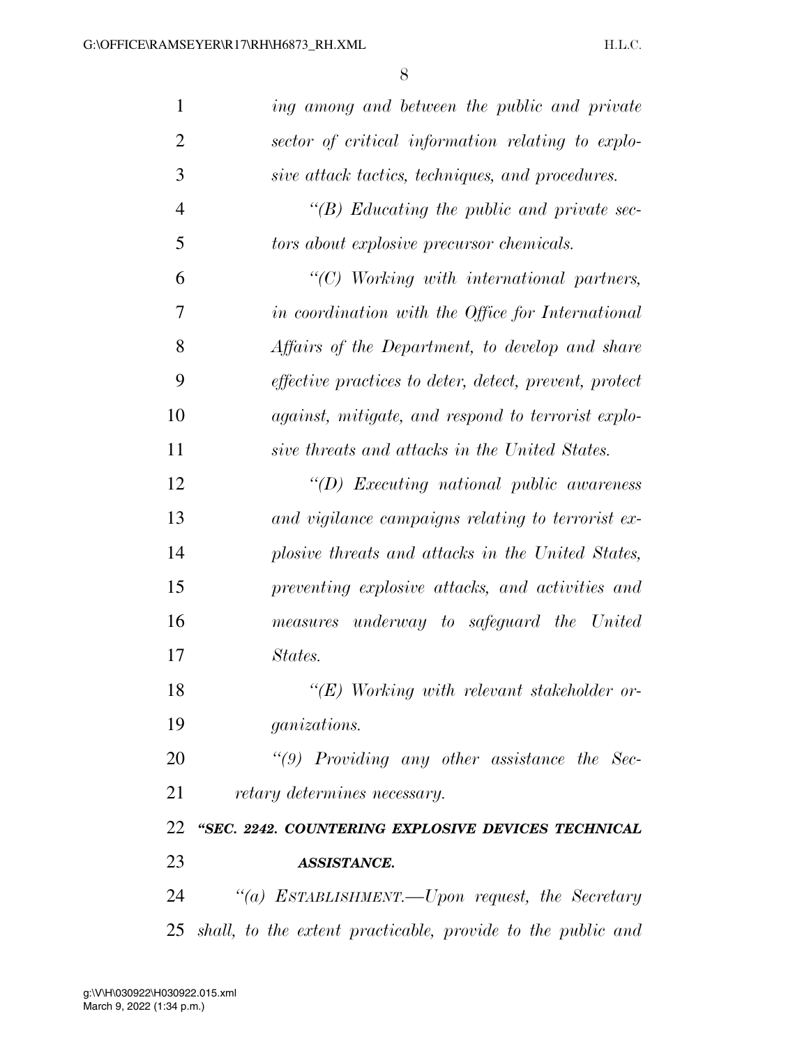*ing among and between the public and private sector of critical information relating to explosive attack tactics, techniques, and procedures.*

*"(B) Educating the public and private sectors about explosive precursor chemicals.*

*"(C) Working with international partners, in coordination with the Office for International Affairs of the Department, to develop and share effective practices to deter, detect, prevent, protect against, mitigate, and respond to terrorist explosive threats and attacks in the United States.*

*"(D) Executing national public awareness and vigilance campaigns relating to terrorist explosive threats and attacks in the United States, preventing explosive attacks, and activities and measures underway to safeguard the United States.*

*"(E) Working with relevant stakeholder organizations.*

*"(9) Providing any other assistance the Secretary determines necessary.*

***"SEC. 2242. COUNTERING EXPLOSIVE DEVICES TECHNICAL ASSISTANCE.***

*"(a) ESTABLISHMENT.—Upon request, the Secretary shall, to the extent practicable, provide to the public and*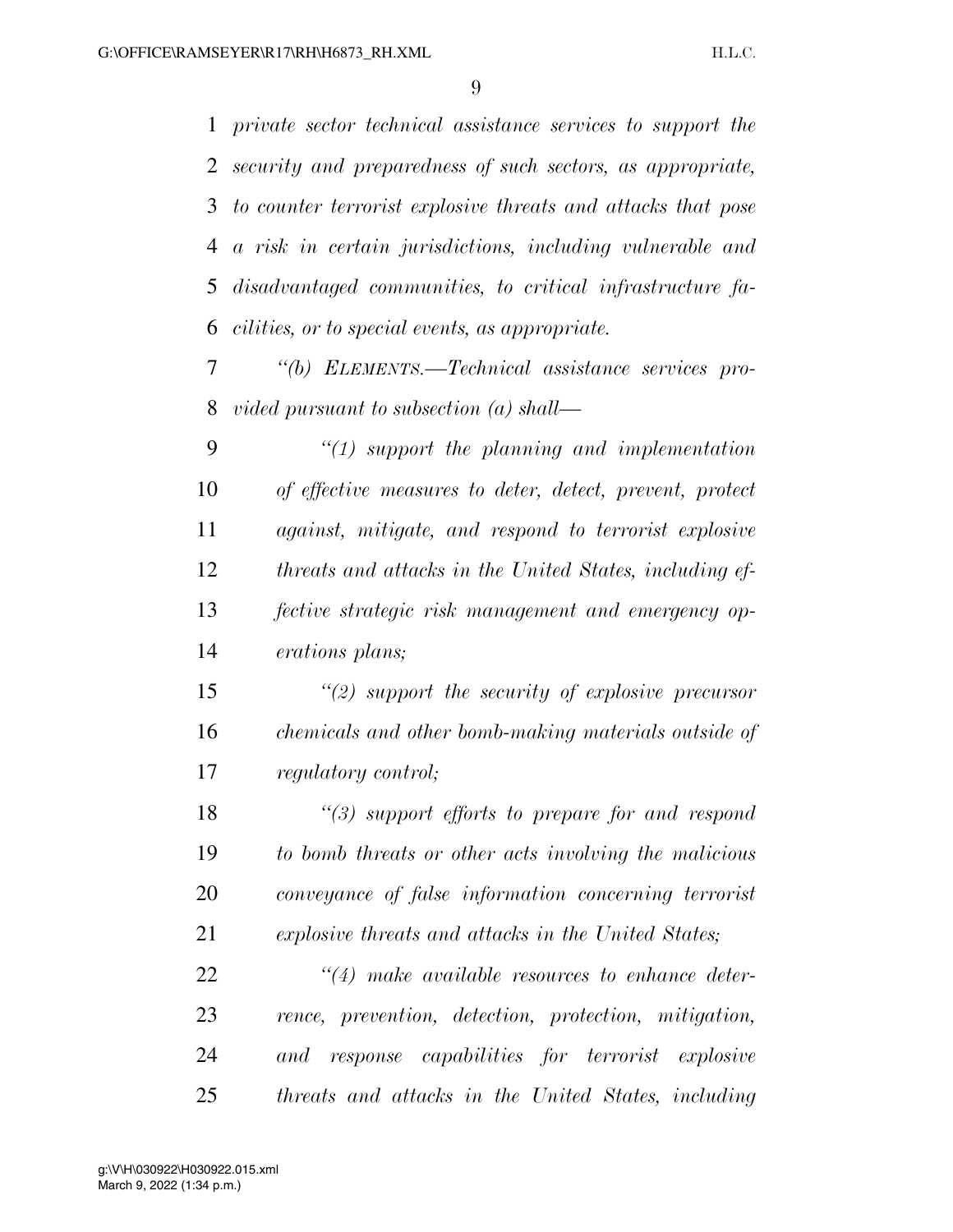*private sector technical assistance services to support the security and preparedness of such sectors, as appropriate, to counter terrorist explosive threats and attacks that pose a risk in certain jurisdictions, including vulnerable and disadvantaged communities, to critical infrastructure facilities, or to special events, as appropriate.*

*"(b) ELEMENTS.—Technical assistance services provided pursuant to subsection (a) shall—*

*"(1) support the planning and implementation of effective measures to deter, detect, prevent, protect against, mitigate, and respond to terrorist explosive threats and attacks in the United States, including effective strategic risk management and emergency operations plans;*

*"(2) support the security of explosive precursor chemicals and other bomb-making materials outside of regulatory control;*

*"(3) support efforts to prepare for and respond to bomb threats or other acts involving the malicious conveyance of false information concerning terrorist explosive threats and attacks in the United States;*

*"(4) make available resources to enhance deterrence, prevention, detection, protection, mitigation, and response capabilities for terrorist explosive threats and attacks in the United States, including*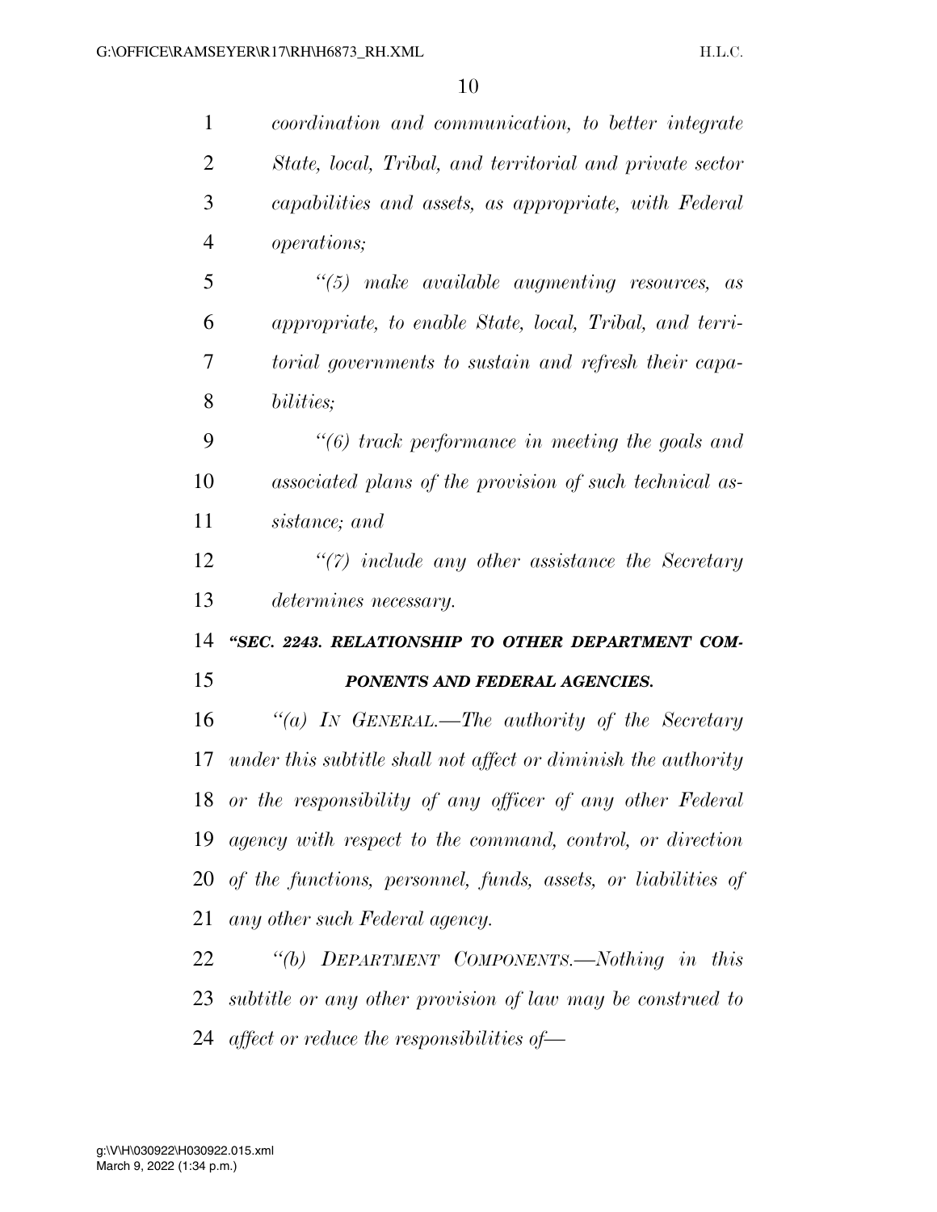*coordination and communication, to better integrate State, local, Tribal, and territorial and private sector capabilities and assets, as appropriate, with Federal operations;*

*"(5) make available augmenting resources, as appropriate, to enable State, local, Tribal, and territorial governments to sustain and refresh their capabilities;*

*"(6) track performance in meeting the goals and associated plans of the provision of such technical assistance; and*

*"(7) include any other assistance the Secretary determines necessary.*

***"SEC. 2243. RELATIONSHIP TO OTHER DEPARTMENT COMPONENTS AND FEDERAL AGENCIES.***

*"(a) IN GENERAL.—The authority of the Secretary under this subtitle shall not affect or diminish the authority or the responsibility of any officer of any other Federal agency with respect to the command, control, or direction of the functions, personnel, funds, assets, or liabilities of any other such Federal agency.*

*"(b) DEPARTMENT COMPONENTS.—Nothing in this subtitle or any other provision of law may be construed to affect or reduce the responsibilities of—*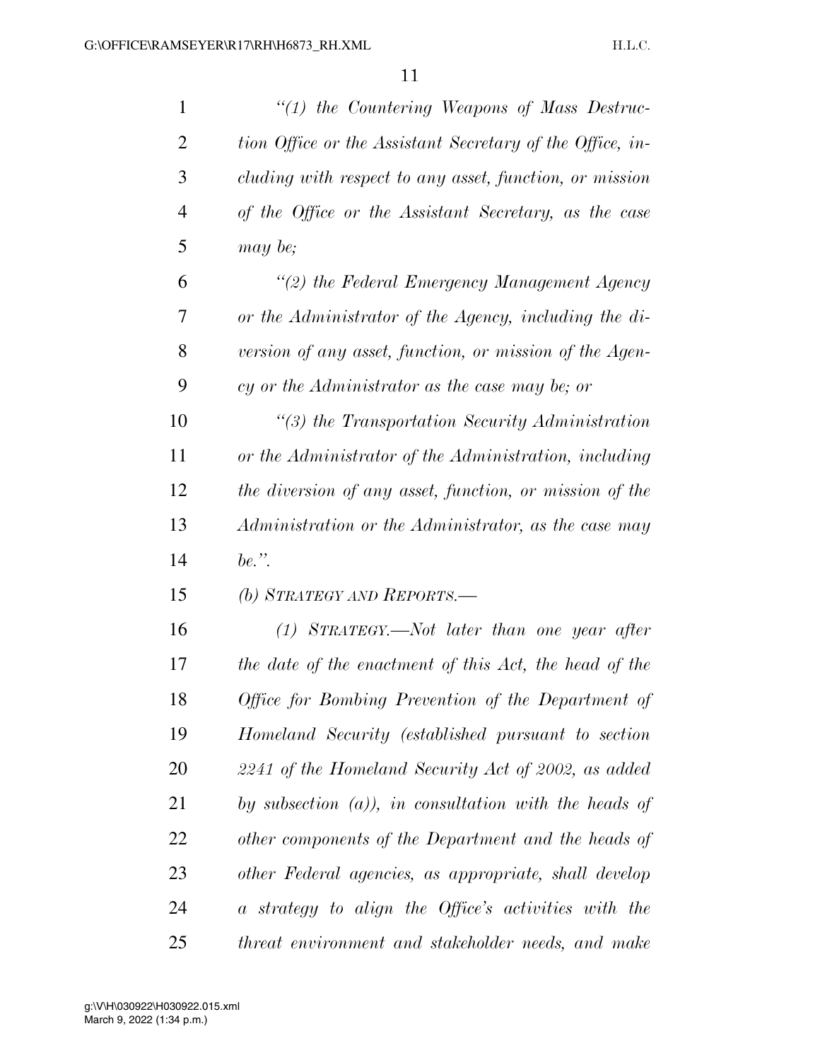*"(1) the Countering Weapons of Mass Destruction Office or the Assistant Secretary of the Office, including with respect to any asset, function, or mission of the Office or the Assistant Secretary, as the case may be;*

*"(2) the Federal Emergency Management Agency or the Administrator of the Agency, including the diversion of any asset, function, or mission of the Agency or the Administrator as the case may be; or*

*"(3) the Transportation Security Administration or the Administrator of the Administration, including the diversion of any asset, function, or mission of the Administration or the Administrator, as the case may be.".*

*(b) STRATEGY AND REPORTS.—*

*(1) STRATEGY.—Not later than one year after the date of the enactment of this Act, the head of the Office for Bombing Prevention of the Department of Homeland Security (established pursuant to section 2241 of the Homeland Security Act of 2002, as added by subsection (a)), in consultation with the heads of other components of the Department and the heads of other Federal agencies, as appropriate, shall develop a strategy to align the Office's activities with the threat environment and stakeholder needs, and make*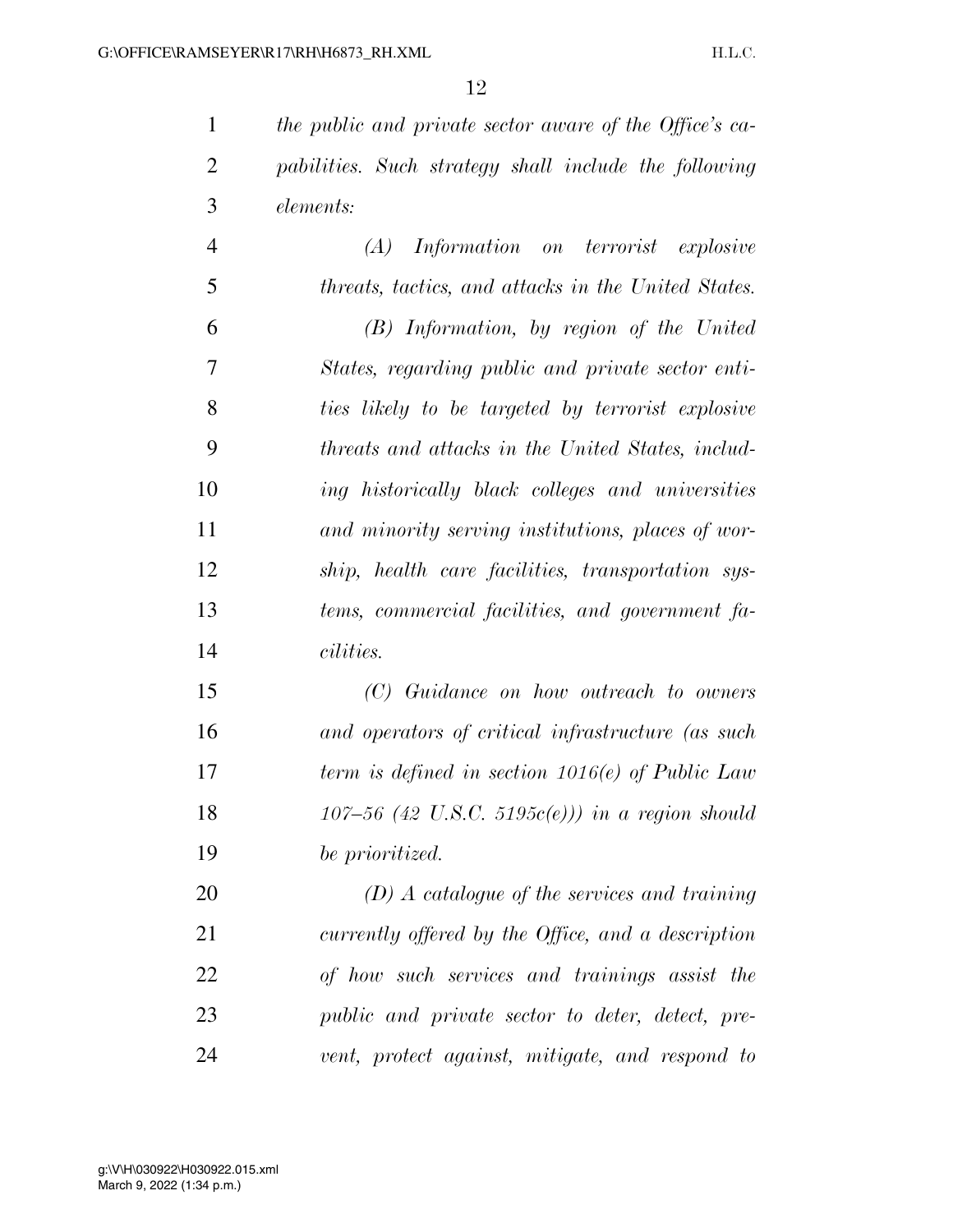*the public and private sector aware of the Office's capabilities. Such strategy shall include the following elements:*

*(A) Information on terrorist explosive threats, tactics, and attacks in the United States.*

*(B) Information, by region of the United States, regarding public and private sector entities likely to be targeted by terrorist explosive threats and attacks in the United States, including historically black colleges and universities and minority serving institutions, places of worship, health care facilities, transportation systems, commercial facilities, and government facilities.*

*(C) Guidance on how outreach to owners and operators of critical infrastructure (as such term is defined in section 1016(e) of Public Law 107–56 (42 U.S.C. 5195c(e))) in a region should be prioritized.*

*(D) A catalogue of the services and training currently offered by the Office, and a description of how such services and trainings assist the public and private sector to deter, detect, prevent, protect against, mitigate, and respond to*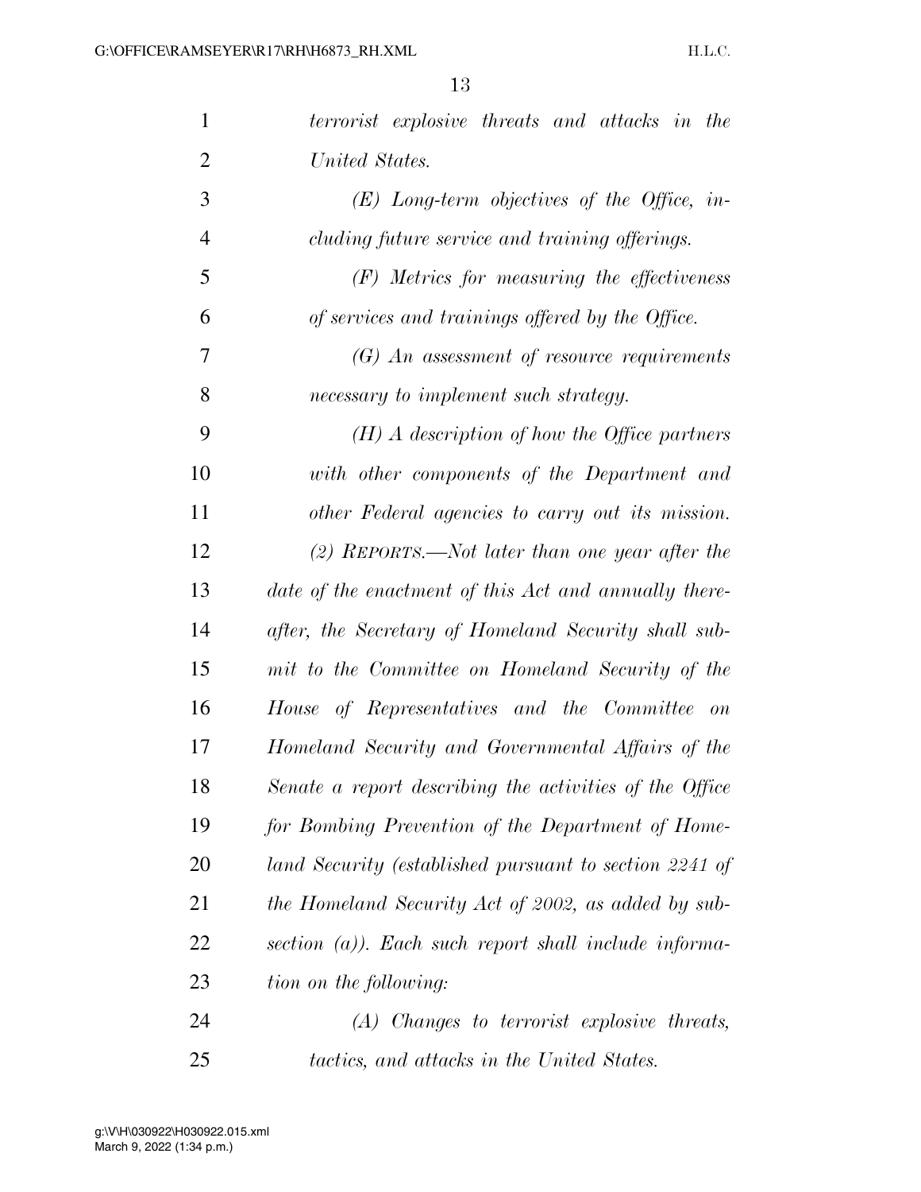*terrorist explosive threats and attacks in the United States.*

*(E) Long-term objectives of the Office, including future service and training offerings.*

*(F) Metrics for measuring the effectiveness of services and trainings offered by the Office.*

*(G) An assessment of resource requirements necessary to implement such strategy.*

*(H) A description of how the Office partners with other components of the Department and other Federal agencies to carry out its mission.*

*(2) REPORTS.—Not later than one year after the date of the enactment of this Act and annually thereafter, the Secretary of Homeland Security shall submit to the Committee on Homeland Security of the House of Representatives and the Committee on Homeland Security and Governmental Affairs of the Senate a report describing the activities of the Office for Bombing Prevention of the Department of Homeland Security (established pursuant to section 2241 of the Homeland Security Act of 2002, as added by subsection (a)). Each such report shall include information on the following:*

*(A) Changes to terrorist explosive threats, tactics, and attacks in the United States.*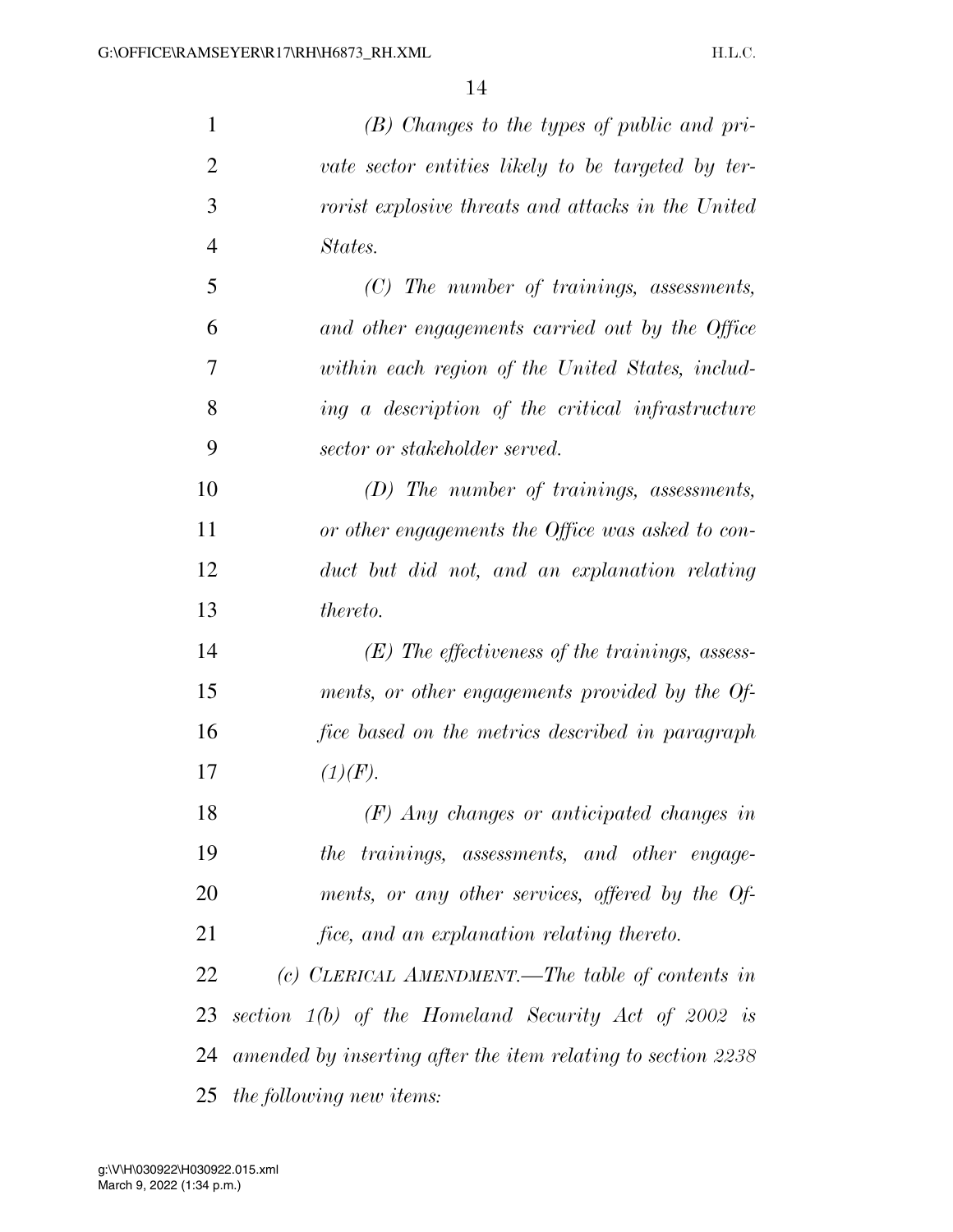*(B) Changes to the types of public and private sector entities likely to be targeted by terrorist explosive threats and attacks in the United States.*

*(C) The number of trainings, assessments, and other engagements carried out by the Office within each region of the United States, including a description of the critical infrastructure sector or stakeholder served.*

*(D) The number of trainings, assessments, or other engagements the Office was asked to conduct but did not, and an explanation relating thereto.*

*(E) The effectiveness of the trainings, assessments, or other engagements provided by the Office based on the metrics described in paragraph (1)(F).*

*(F) Any changes or anticipated changes in the trainings, assessments, and other engagements, or any other services, offered by the Office, and an explanation relating thereto.*

*(c) CLERICAL AMENDMENT.—The table of contents in section 1(b) of the Homeland Security Act of 2002 is amended by inserting after the item relating to section 2238 the following new items:*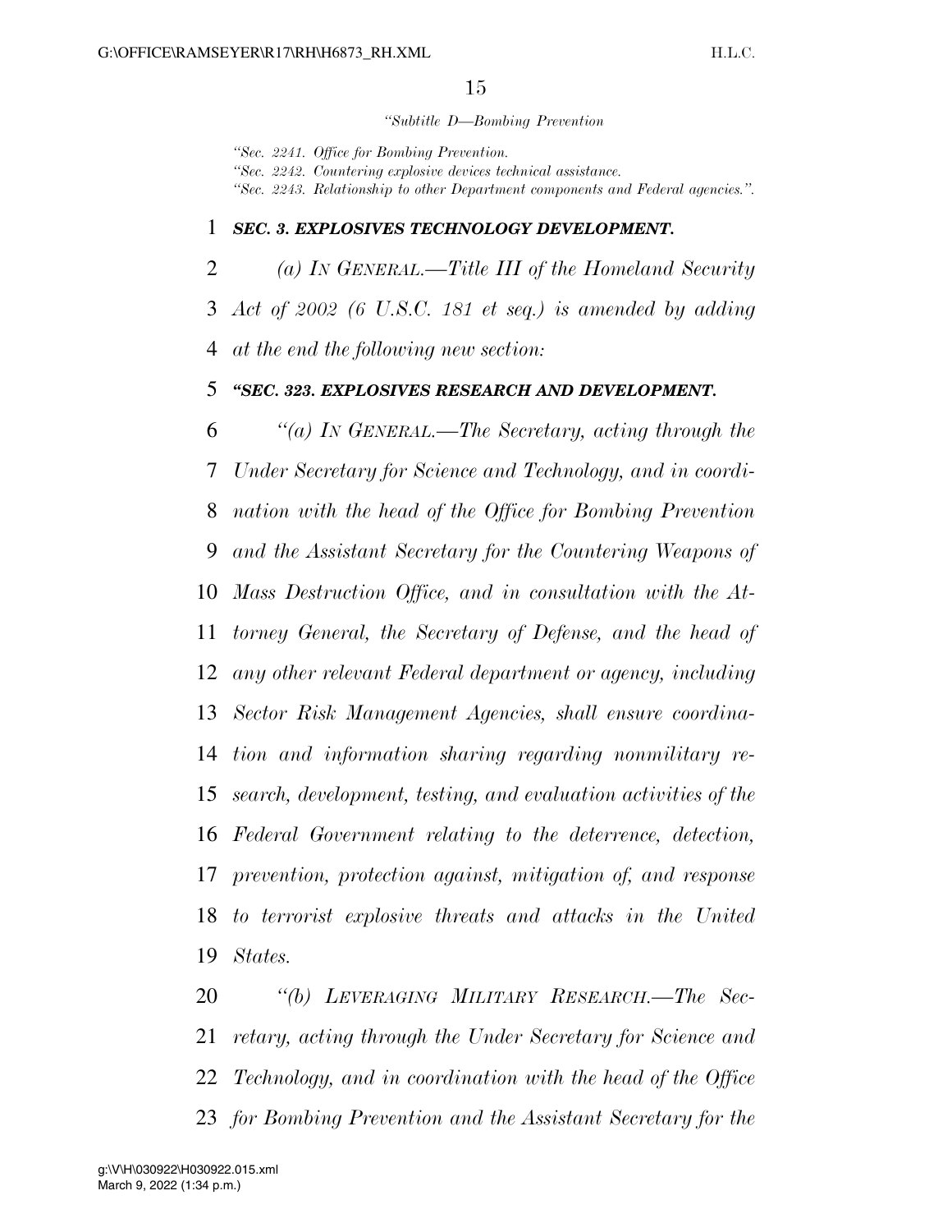*"Subtitle D—Bombing Prevention*

*"Sec. 2241. Office for Bombing Prevention.*
*"Sec. 2242. Countering explosive devices technical assistance.*
*"Sec. 2243. Relationship to other Department components and Federal agencies.".*

***SEC. 3. EXPLOSIVES TECHNOLOGY DEVELOPMENT.***

*(a) IN GENERAL.—Title III of the Homeland Security Act of 2002 (6 U.S.C. 181 et seq.) is amended by adding at the end the following new section:*

***"SEC. 323. EXPLOSIVES RESEARCH AND DEVELOPMENT.***

*"(a) IN GENERAL.—The Secretary, acting through the Under Secretary for Science and Technology, and in coordination with the head of the Office for Bombing Prevention and the Assistant Secretary for the Countering Weapons of Mass Destruction Office, and in consultation with the Attorney General, the Secretary of Defense, and the head of any other relevant Federal department or agency, including Sector Risk Management Agencies, shall ensure coordination and information sharing regarding nonmilitary research, development, testing, and evaluation activities of the Federal Government relating to the deterrence, detection, prevention, protection against, mitigation of, and response to terrorist explosive threats and attacks in the United States.*

*"(b) LEVERAGING MILITARY RESEARCH.—The Secretary, acting through the Under Secretary for Science and Technology, and in coordination with the head of the Office for Bombing Prevention and the Assistant Secretary for the*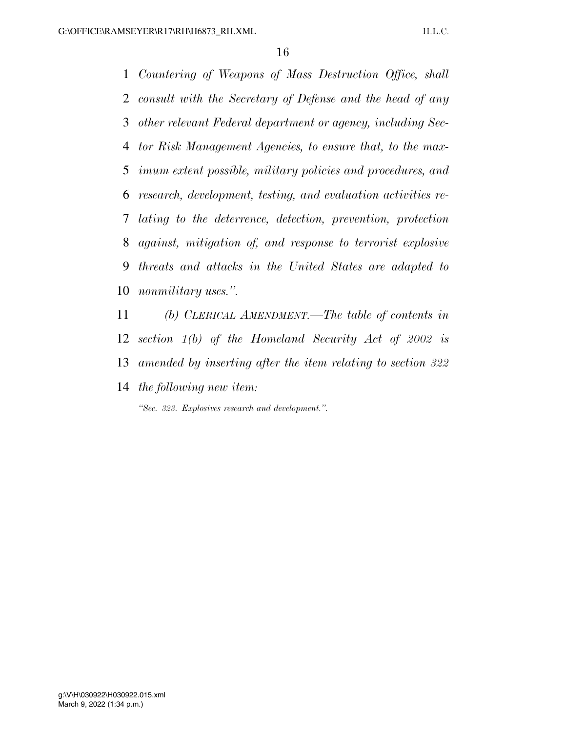*Countering of Weapons of Mass Destruction Office, shall consult with the Secretary of Defense and the head of any other relevant Federal department or agency, including Sector Risk Management Agencies, to ensure that, to the maximum extent possible, military policies and procedures, and research, development, testing, and evaluation activities relating to the deterrence, detection, prevention, protection against, mitigation of, and response to terrorist explosive threats and attacks in the United States are adapted to nonmilitary uses.".*

*(b) CLERICAL AMENDMENT.—The table of contents in section 1(b) of the Homeland Security Act of 2002 is amended by inserting after the item relating to section 322 the following new item:*

*"Sec. 323. Explosives research and development.".*